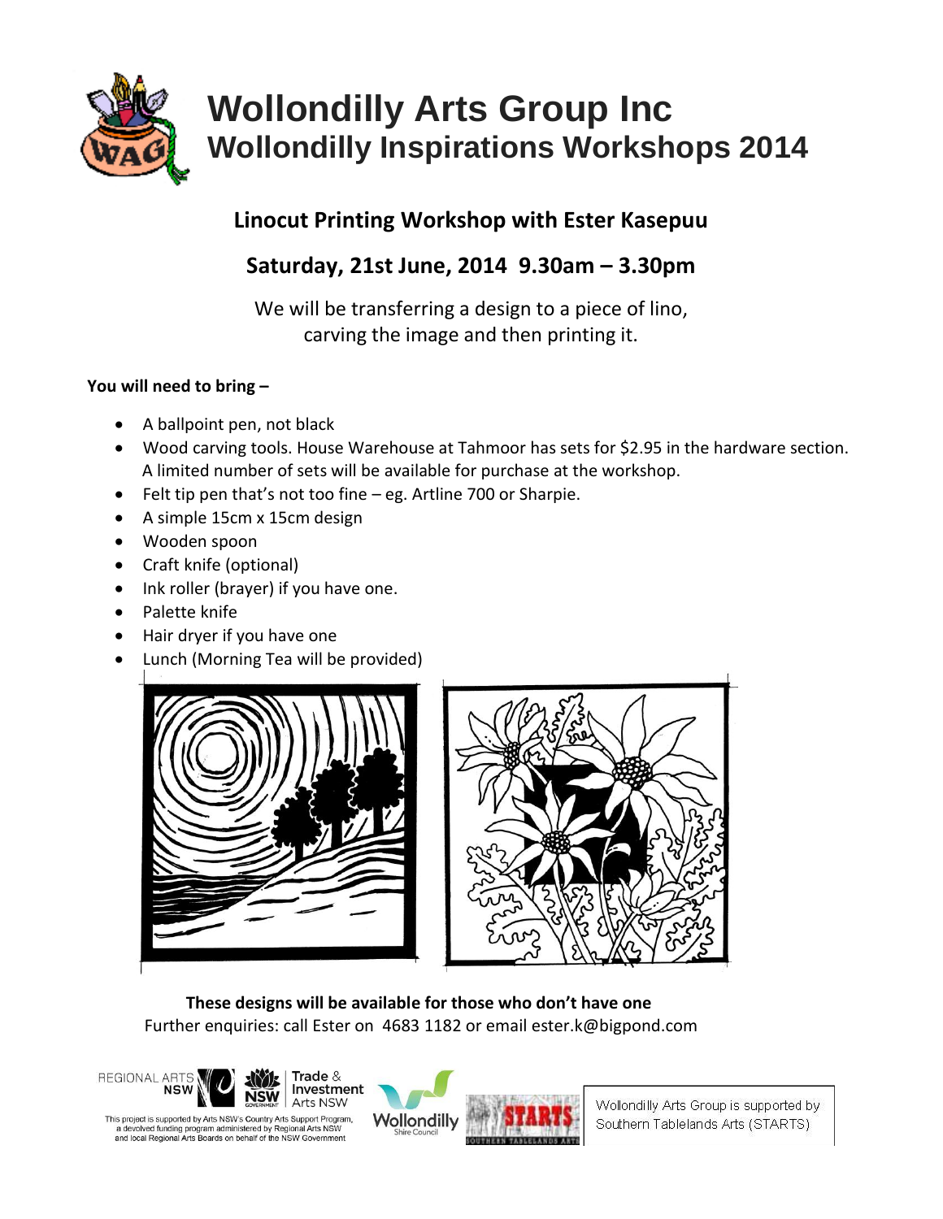# Wollondilly Arts Group Inc

## Wollondilly Inspirations Workshops 2014

### Linocut Printing Workshop with Ester Kasepuu

### Saturday, 21st June, 2014 9.30am – 3.30pm

We will be transferring a design to a piece of lino,
carving the image and then printing it.

**You will need to bring –**

- A ballpoint pen, not black
- Wood carving tools. House Warehouse at Tahmoor has sets for $2.95 in the hardware section. A limited number of sets will be available for purchase at the workshop.
- Felt tip pen that's not too fine – eg. Artline 700 or Sharpie.
- A simple 15cm x 15cm design
- Wooden spoon
- Craft knife (optional)
- Ink roller (brayer) if you have one.
- Palette knife
- Hair dryer if you have one
- Lunch (Morning Tea will be provided)

**These designs will be available for those who don't have one**

Further enquiries: call Ester on 4683 1182 or email ester.k@bigpond.com

This project is supported by Arts NSW's Country Arts Support Program, a devolved funding program administered by Regional Arts NSW and local Regional Arts Boards on behalf of the NSW Government

Wollondilly Arts Group is supported by Southern Tablelands Arts (STARTS)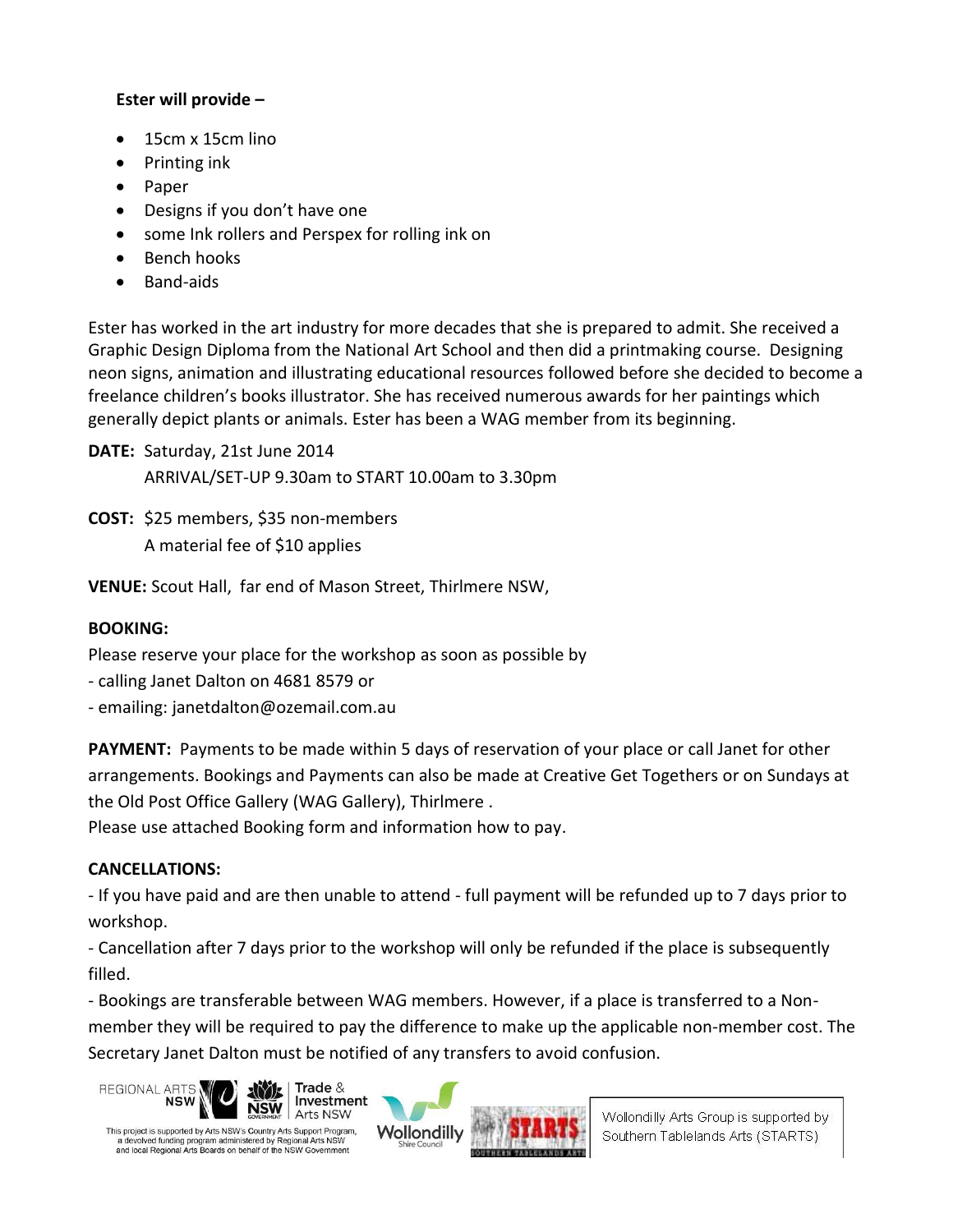**Ester will provide –**

- 15cm x 15cm lino
- Printing ink
- Paper
- Designs if you don't have one
- some Ink rollers and Perspex for rolling ink on
- Bench hooks
- Band-aids

Ester has worked in the art industry for more decades that she is prepared to admit. She received a Graphic Design Diploma from the National Art School and then did a printmaking course. Designing neon signs, animation and illustrating educational resources followed before she decided to become a freelance children's books illustrator. She has received numerous awards for her paintings which generally depict plants or animals. Ester has been a WAG member from its beginning.

**DATE:** Saturday, 21st June 2014
ARRIVAL/SET-UP 9.30am to START 10.00am to 3.30pm

**COST:** $25 members, $35 non-members
A material fee of $10 applies

**VENUE:** Scout Hall, far end of Mason Street, Thirlmere NSW,

**BOOKING:**

Please reserve your place for the workshop as soon as possible by
- calling Janet Dalton on 4681 8579 or
- emailing: janetdalton@ozemail.com.au

**PAYMENT:** Payments to be made within 5 days of reservation of your place or call Janet for other arrangements. Bookings and Payments can also be made at Creative Get Togethers or on Sundays at the Old Post Office Gallery (WAG Gallery), Thirlmere .
Please use attached Booking form and information how to pay.

**CANCELLATIONS:**

- If you have paid and are then unable to attend - full payment will be refunded up to 7 days prior to workshop.
- Cancellation after 7 days prior to the workshop will only be refunded if the place is subsequently filled.
- Bookings are transferable between WAG members. However, if a place is transferred to a Non-member they will be required to pay the difference to make up the applicable non-member cost. The Secretary Janet Dalton must be notified of any transfers to avoid confusion.

REGIONAL ARTS NSW | NSW Government Trade & Investment Arts NSW

This project is supported by Arts NSW's Country Arts Support Program, a devolved funding program administered by Regional Arts NSW and local Regional Arts Boards on behalf of the NSW Government

Wollondilly Shire Council

STARTS Southern Tablelands Arts

Wollondilly Arts Group is supported by Southern Tablelands Arts (STARTS)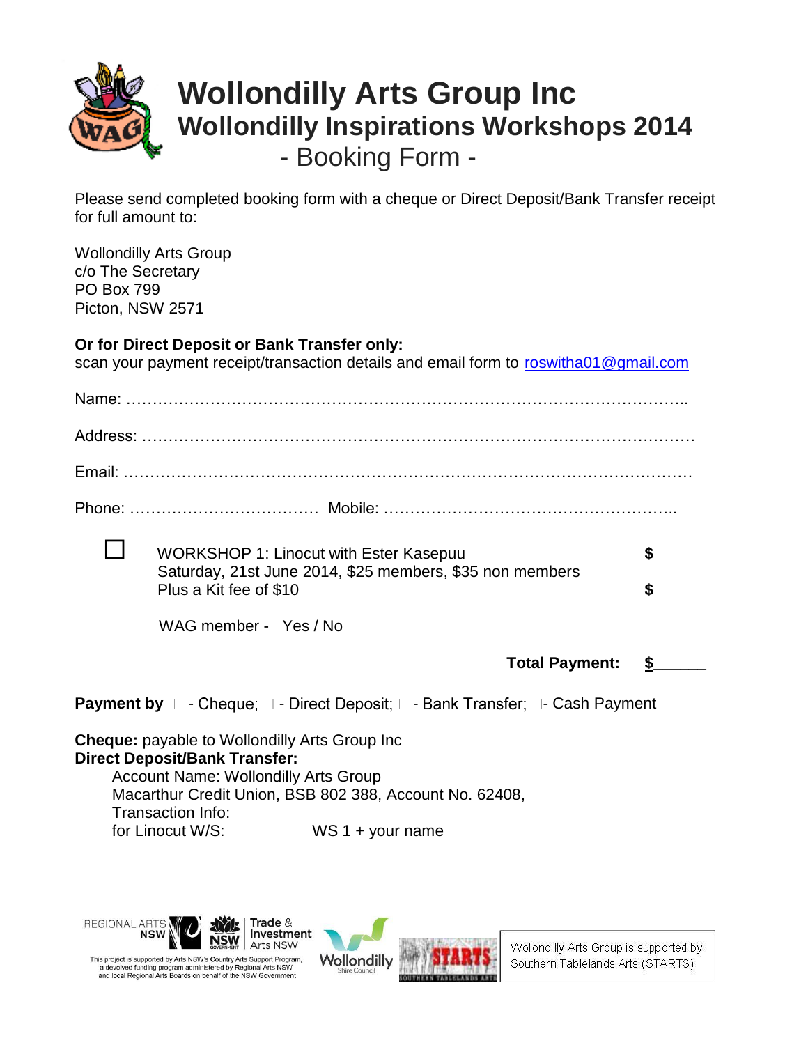# Wollondilly Arts Group Inc

## Wollondilly Inspirations Workshops 2014

### - Booking Form -

Please send completed booking form with a cheque or Direct Deposit/Bank Transfer receipt for full amount to:

Wollondilly Arts Group
c/o The Secretary
PO Box 799
Picton, NSW 2571

**Or for Direct Deposit or Bank Transfer only:**
scan your payment receipt/transaction details and email form to roswitha01@gmail.com

Name: …………………………………………………………………………………………..

Address: …………………………………………………………………………………………

Email: ……………………………………………………………………………………………

Phone: ……………………………… Mobile: ………………………………………………..

☐ WORKSHOP 1: Linocut with Ester Kasepuu **$**
Saturday, 21st June 2014, $25 members, $35 non members
Plus a Kit fee of $10 **$**

WAG member - Yes / No

**Total Payment: $\_\_\_\_\_\_**

**Payment by** ☐ - Cheque; ☐ - Direct Deposit; ☐ - Bank Transfer; ☐- Cash Payment

**Cheque:** payable to Wollondilly Arts Group Inc
**Direct Deposit/Bank Transfer:**
Account Name: Wollondilly Arts Group
Macarthur Credit Union, BSB 802 388, Account No. 62408,
Transaction Info:
for Linocut W/S: WS 1 + your name

REGIONAL ARTS NSW | NSW GOVERNMENT | Trade & Investment Arts NSW

This project is supported by Arts NSW's Country Arts Support Program, a devolved funding program administered by Regional Arts NSW and local Regional Arts Boards on behalf of the NSW Government

Wollondilly Shire Council

STARTS SOUTHERN TABLELANDS ARTS

Wollondilly Arts Group is supported by Southern Tablelands Arts (STARTS)